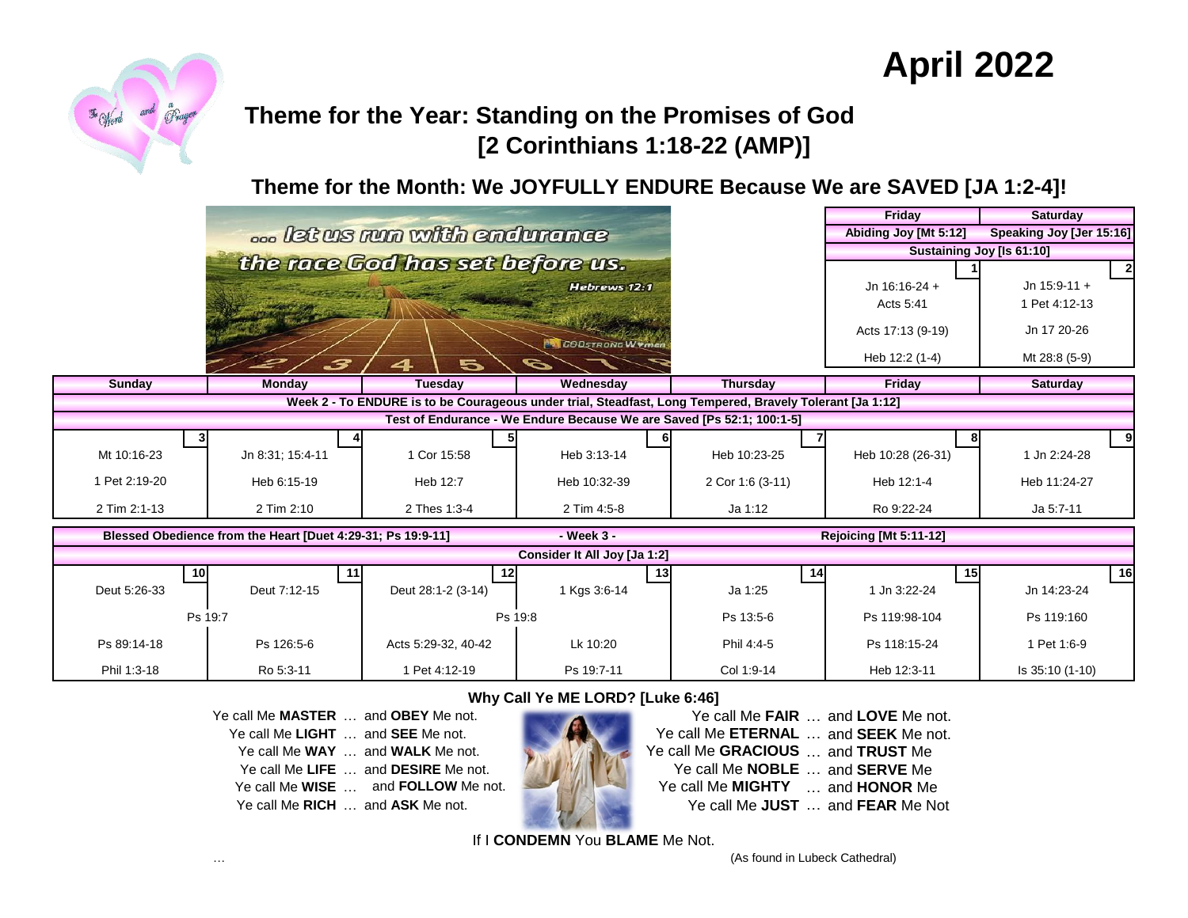# April 2022

## Theme for the Year: Standing on the Promises of God [2 Corinthians 1:18-22 (AMP)]

### Theme for the Month: We JOYFULLY ENDURE Because We are SAVED [JA 1:2-4]!

| Friday | Saturday |
|---|---|
| **Abiding Joy [Mt 5:12]** | **Speaking Joy [Jer 15:16]** |
| **Sustaining Joy [Is 61:10]** | |
| 1 | 2 |
| Jn 16:16-24 + Acts 5:41 | Jn 15:9-11 + 1 Pet 4:12-13 |
| Acts 17:13 (9-19) | Jn 17 20-26 |
| Heb 12:2 (1-4) | Mt 28:8 (5-9) |

| Sunday | Monday | Tuesday | Wednesday | Thursday | Friday | Saturday |
|---|---|---|---|---|---|---|
| **Week 2 - To ENDURE is to be Courageous under trial, Steadfast, Long Tempered, Bravely Tolerant [Ja 1:12]** | | | | | | |
| **Test of Endurance - We Endure Because We are Saved [Ps 52:1; 100:1-5]** | | | | | | |
| 3 | 4 | 5 | 6 | 7 | 8 | 9 |
| Mt 10:16-23 | Jn 8:31; 15:4-11 | 1 Cor 15:58 | Heb 3:13-14 | Heb 10:23-25 | Heb 10:28 (26-31) | 1 Jn 2:24-28 |
| 1 Pet 2:19-20 | Heb 6:15-19 | Heb 12:7 | Heb 10:32-39 | 2 Cor 1:6 (3-11) | Heb 12:1-4 | Heb 11:24-27 |
| 2 Tim 2:1-13 | 2 Tim 2:10 | 2 Thes 1:3-4 | 2 Tim 4:5-8 | Ja 1:12 | Ro 9:22-24 | Ja 5:7-11 |

| Sunday | Monday | Tuesday | Wednesday | Thursday | Friday | Saturday |
|---|---|---|---|---|---|---|
| **Blessed Obedience from the Heart [Duet 4:29-31; Ps 19:9-11]** | | | **- Week 3 -** | | **Rejoicing [Mt 5:11-12]** | |
| **Consider It All Joy [Ja 1:2]** | | | | | | |
| 10 | 11 | 12 | 13 | 14 | 15 | 16 |
| Deut 5:26-33 | Deut 7:12-15 | Deut 28:1-2 (3-14) | 1 Kgs 3:6-14 | Ja 1:25 | 1 Jn 3:22-24 | Jn 14:23-24 |
| Ps 19:7 | | Ps 19:8 | | Ps 13:5-6 | Ps 119:98-104 | Ps 119:160 |
| Ps 89:14-18 | Ps 126:5-6 | Acts 5:29-32, 40-42 | Lk 10:20 | Phil 4:4-5 | Ps 118:15-24 | 1 Pet 1:6-9 |
| Phil 1:3-18 | Ro 5:3-11 | 1 Pet 4:12-19 | Ps 19:7-11 | Col 1:9-14 | Heb 12:3-11 | Is 35:10 (1-10) |

**Why Call Ye ME LORD? [Luke 6:46]**

Ye call Me **MASTER** … and **OBEY** Me not.
Ye call Me **LIGHT** … and **SEE** Me not.
Ye call Me **WAY** … and **WALK** Me not.
Ye call Me **LIFE** … and **DESIRE** Me not.
Ye call Me **WISE** … and **FOLLOW** Me not.
Ye call Me **RICH** … and **ASK** Me not.

Ye call Me **FAIR** … and **LOVE** Me not.
Ye call Me **ETERNAL** … and **SEEK** Me not.
Ye call Me **GRACIOUS** … and **TRUST** Me
Ye call Me **NOBLE** … and **SERVE** Me
Ye call Me **MIGHTY** … and **HONOR** Me
Ye call Me **JUST** … and **FEAR** Me Not

If I **CONDEMN** You **BLAME** Me Not.

…

(As found in Lubeck Cathedral)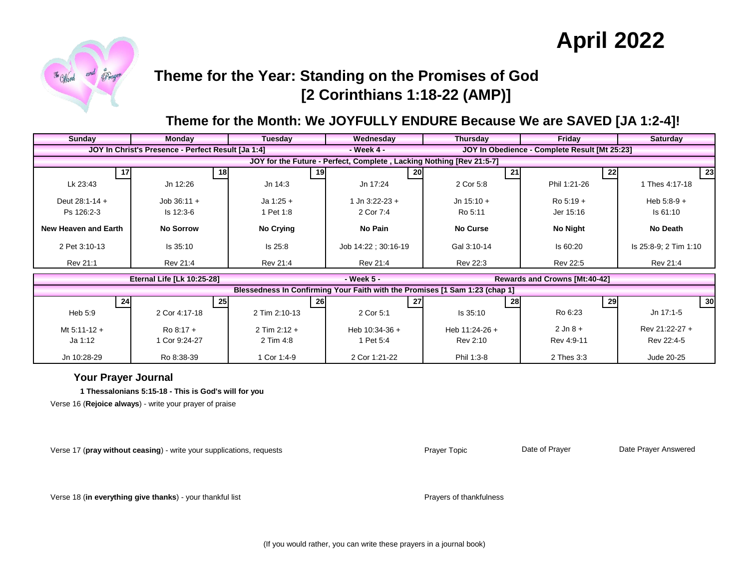# April 2022

## Theme for the Year: Standing on the Promises of God [2 Corinthians 1:18-22 (AMP)]

### Theme for the Month: We JOYFULLY ENDURE Because We are SAVED [JA 1:2-4]!

| Sunday | Monday | Tuesday | Wednesday | Thursday | Friday | Saturday |
|---|---|---|---|---|---|---|
| JOY In Christ's Presence - Perfect Result [Ja 1:4] | | | - Week 4 - | JOY In Obedience - Complete Result [Mt 25:23] | | |
| JOY for the Future - Perfect, Complete , Lacking Nothing [Rev 21:5-7] | | | | | | |
| 17 | 18 | 19 | 20 | 21 | 22 | 23 |
| Lk 23:43 | Jn 12:26 | Jn 14:3 | Jn 17:24 | 2 Cor 5:8 | Phil 1:21-26 | 1 Thes 4:17-18 |
| Deut 28:1-14 + Ps 126:2-3 | Job 36:11 + Is 12:3-6 | Ja 1:25 + 1 Pet 1:8 | 1 Jn 3:22-23 + 2 Cor 7:4 | Jn 15:10 + Ro 5:11 | Ro 5:19 + Jer 15:16 | Heb 5:8-9 + Is 61:10 |
| **New Heaven and Earth** | **No Sorrow** | **No Crying** | **No Pain** | **No Curse** | **No Night** | **No Death** |
| 2 Pet 3:10-13 | Is 35:10 | Is 25:8 | Job 14:22 ; 30:16-19 | Gal 3:10-14 | Is 60:20 | Is 25:8-9; 2 Tim 1:10 |
| Rev 21:1 | Rev 21:4 | Rev 21:4 | Rev 21:4 | Rev 22:3 | Rev 22:5 | Rev 21:4 |

| Sunday | Monday | Tuesday | Wednesday | Thursday | Friday | Saturday |
|---|---|---|---|---|---|---|
| Eternal Life [Lk 10:25-28] | | | - Week 5 - | Rewards and Crowns [Mt:40-42] | | |
| Blessedness In Confirming Your Faith with the Promises [1 Sam 1:23 (chap 1] | | | | | | |
| 24 | 25 | 26 | 27 | 28 | 29 | 30 |
| Heb 5:9 | 2 Cor 4:17-18 | 2 Tim 2:10-13 | 2 Cor 5:1 | Is 35:10 | Ro 6:23 | Jn 17:1-5 |
| Mt 5:11-12 + Ja 1:12 | Ro 8:17 + 1 Cor 9:24-27 | 2 Tim 2:12 + 2 Tim 4:8 | Heb 10:34-36 + 1 Pet 5:4 | Heb 11:24-26 + Rev 2:10 | 2 Jn 8 + Rev 4:9-11 | Rev 21:22-27 + Rev 22:4-5 |
| Jn 10:28-29 | Ro 8:38-39 | 1 Cor 1:4-9 | 2 Cor 1:21-22 | Phil 1:3-8 | 2 Thes 3:3 | Jude 20-25 |

### Your Prayer Journal

**1 Thessalonians 5:15-18 - This is God's will for you**

Verse 16 (**Rejoice always**) - write your prayer of praise

Verse 17 (**pray without ceasing**) - write your supplications, requests

Prayer Topic | Date of Prayer | Date Prayer Answered

Verse 18 (**in everything give thanks**) - your thankful list

Prayers of thankfulness

(If you would rather, you can write these prayers in a journal book)